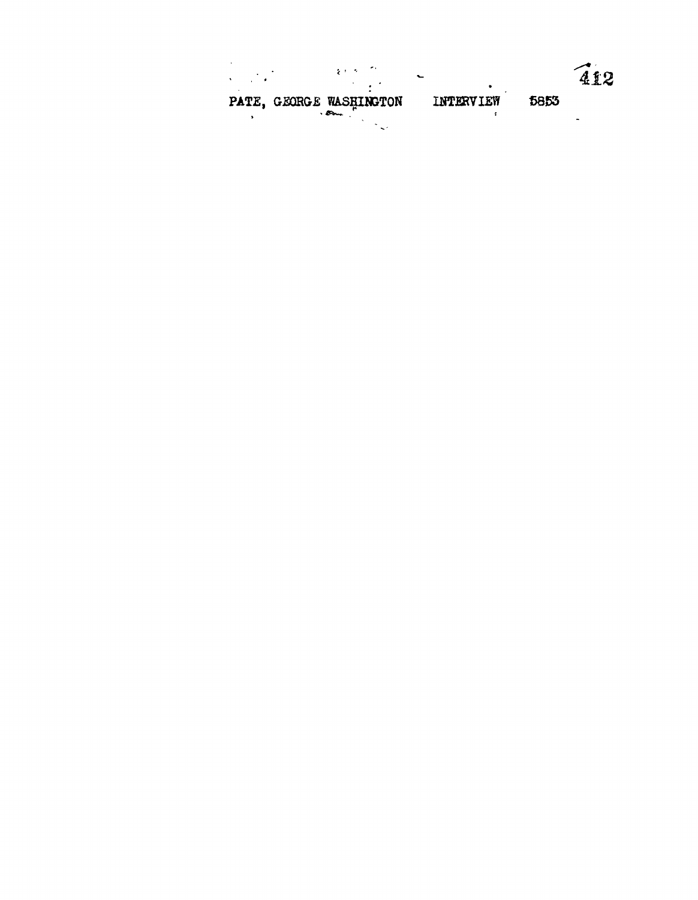PATE, GEORGE WASHINGTON    INTERVIEW    5853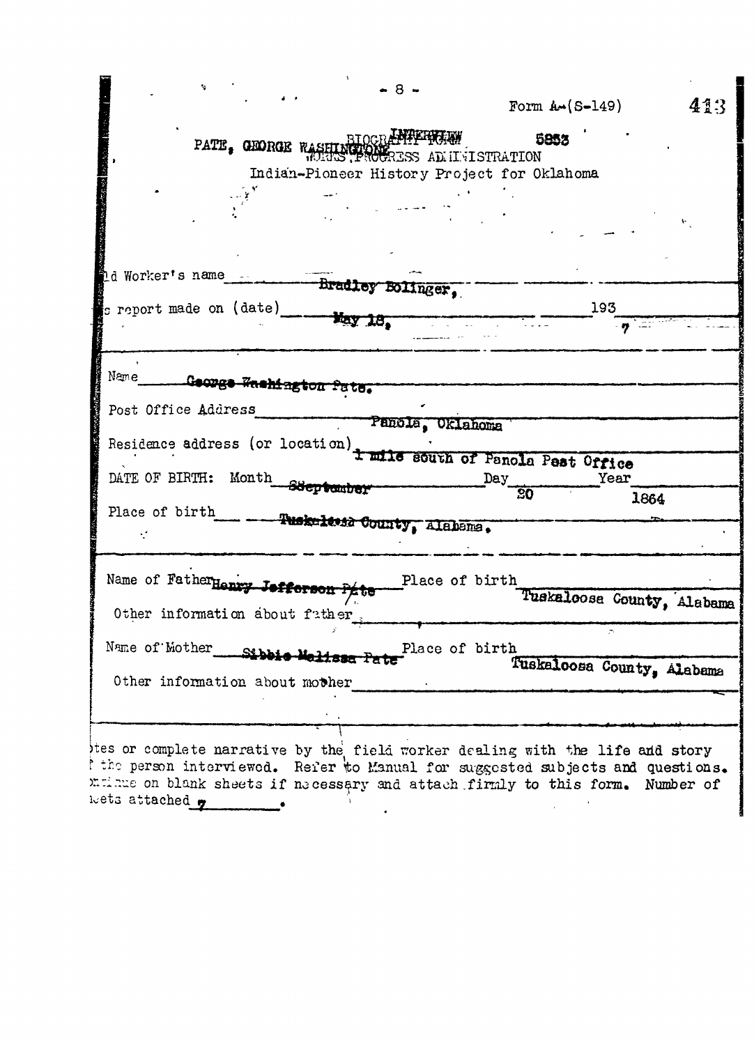Form A-(S-149)

PATE, GEORGE WASHINGTON BIOGRAPHY FORM INTERVIEW 5853
WORKS PROGRESS ADMINISTRATION
Indian-Pioneer History Project for Oklahoma

Field Worker's name Bradley Bolinger,

This report made on (date) May 18, 1937

Name George Washington Pate.

Post Office Address Panola, Oklahoma

Residence address (or location) 1 mile south of Panola Post Office

DATE OF BIRTH: Month September Day 20 Year 1864

Place of birth Tuskaloosa County, Alabama.

Name of Father Henry Jefferson Pate Place of birth Tuskaloosa County, Alabama

Other information about father

Name of Mother Sibbie Melissa Pate Place of birth Tuskaloosa County, Alabama

Other information about mother

Notes or complete narrative by the field worker dealing with the life and story of the person interviewed. Refer to Manual for suggested subjects and questions. Continue on blank sheets if necessary and attach firmly to this form. Number of sheets attached 7 .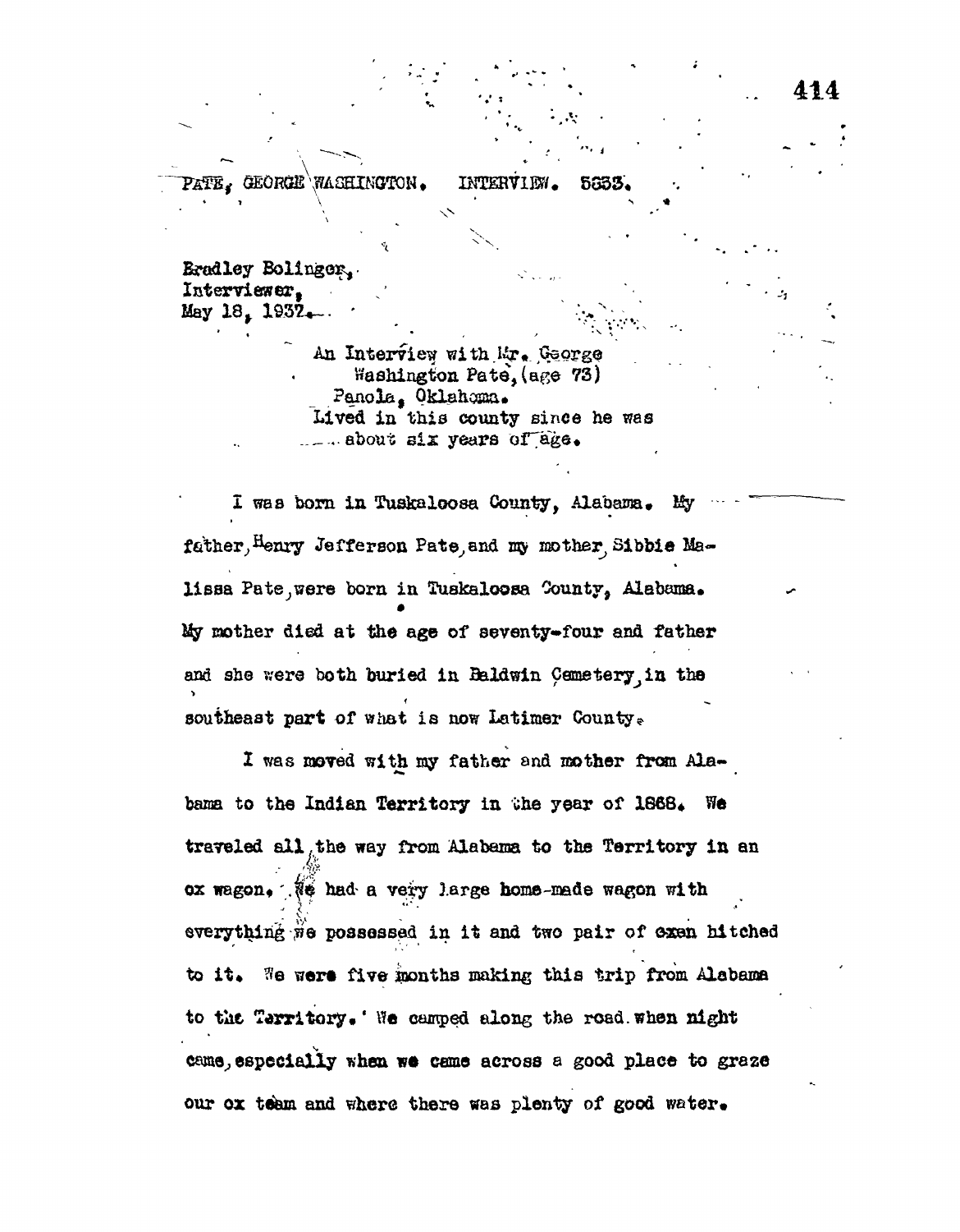PATE, GEORGE WASHINGTON. INTERVIEW. 5533.

Bradley Bolinger,
Interviewer,
May 18, 1937.

An Interview with Mr. George Washington Pate, (age 73)
Panola, Oklahoma.
Lived in this county since he was about six years of age.

I was born in Tuskaloosa County, Alabama. My father, Henry Jefferson Pate, and my mother, Sibbie Malissa Pate, were born in Tuskaloosa County, Alabama. My mother died at the age of seventy-four and father and she were both buried in Baldwin Cemetery, in the southeast part of what is now Latimer County.

I was moved with my father and mother from Alabama to the Indian Territory in the year of 1868. We traveled all the way from Alabama to the Territory in an ox wagon. We had a very large home-made wagon with everything we possessed in it and two pair of oxen hitched to it. We were five months making this trip from Alabama to the Territory. We camped along the road when night came, especially when we came across a good place to graze our ox team and where there was plenty of good water.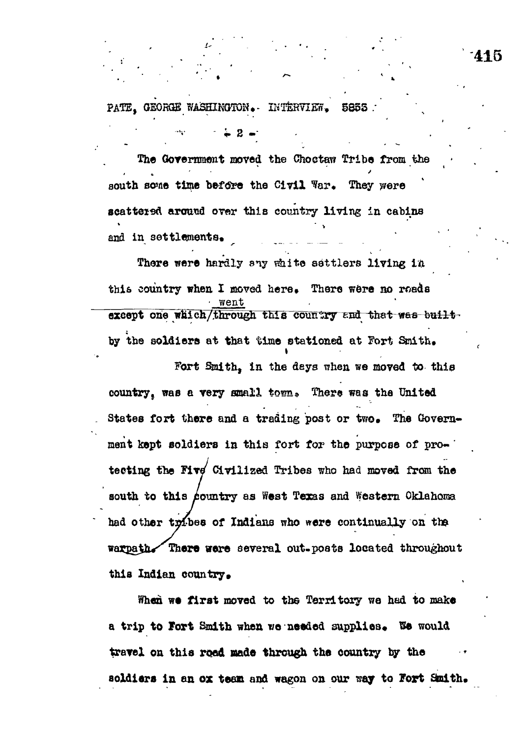The Government moved the Choctaw Tribe from the south some time before the Civil War. They were scattered around over this country living in cabins and in settlements.

There were hardly any white settlers living in this country when I moved here. There were no roads except one which went through this country and that was built by the soldiers at that time stationed at Fort Smith.

Fort Smith, in the days when we moved to this country, was a very small town. There was the United States fort there and a trading post or two. The Government kept soldiers in this fort for the purpose of protecting the Five Civilized Tribes who had moved from the south to this country as West Texas and Western Oklahoma had other tribes of Indians who were continually on the warpath. There were several out-posts located throughout this Indian country.

When we first moved to the Territory we had to make a trip to Fort Smith when we needed supplies. We would travel on this road made through the country by the soldiers in an ox team and wagon on our way to Fort Smith.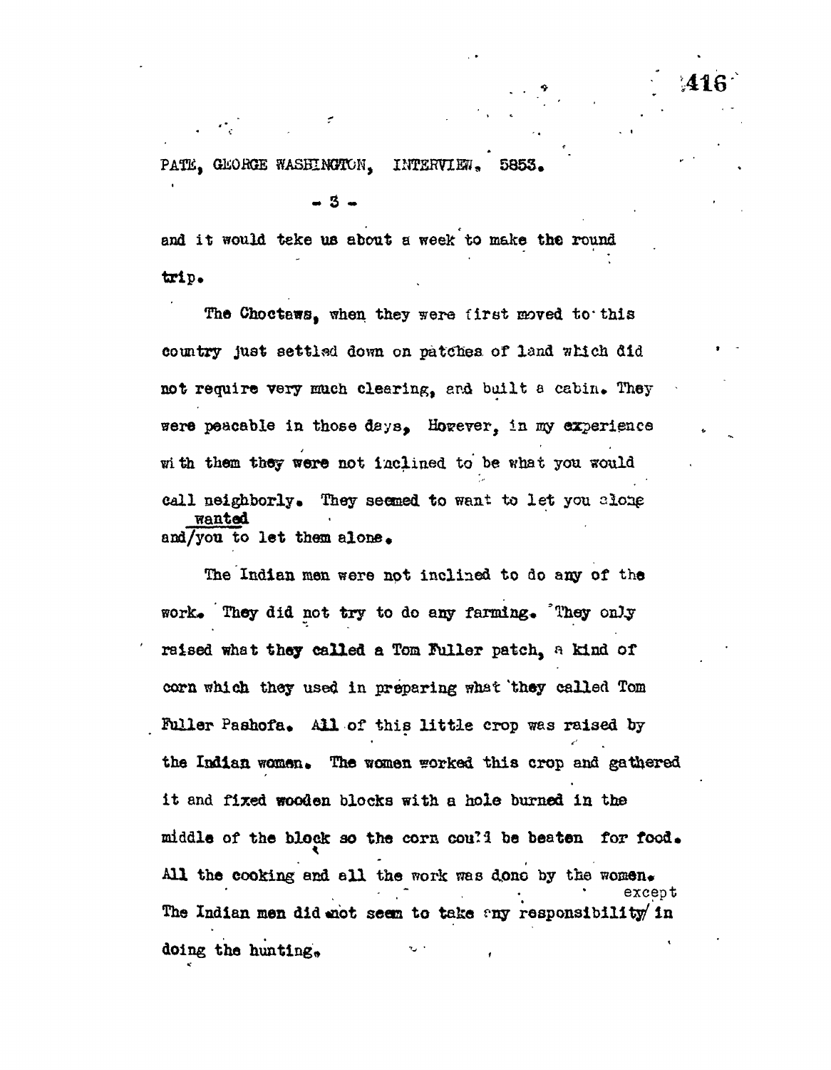and it would take us about a week to make the round trip.

The Choctaws, when they were first moved to this country just settled down on patches of land which did not require very much clearing, and built a cabin. They were peacable in those days, However, in my experience with them they were not inclined to be what you would call neighborly. They seemed to want to let you alone and wanted you to let them alone.

The Indian men were not inclined to do any of the work. They did not try to do any farming. They only raised what they called a Tom Fuller patch, a kind of corn which they used in preparing what they called Tom Fuller Pashofa. All of this little crop was raised by the Indian women. The women worked this crop and gathered it and fixed wooden blocks with a hole burned in the middle of the block so the corn could be beaten for food. All the cooking and all the work was done by the women. The Indian men did not seem to take any responsibility except in doing the hunting.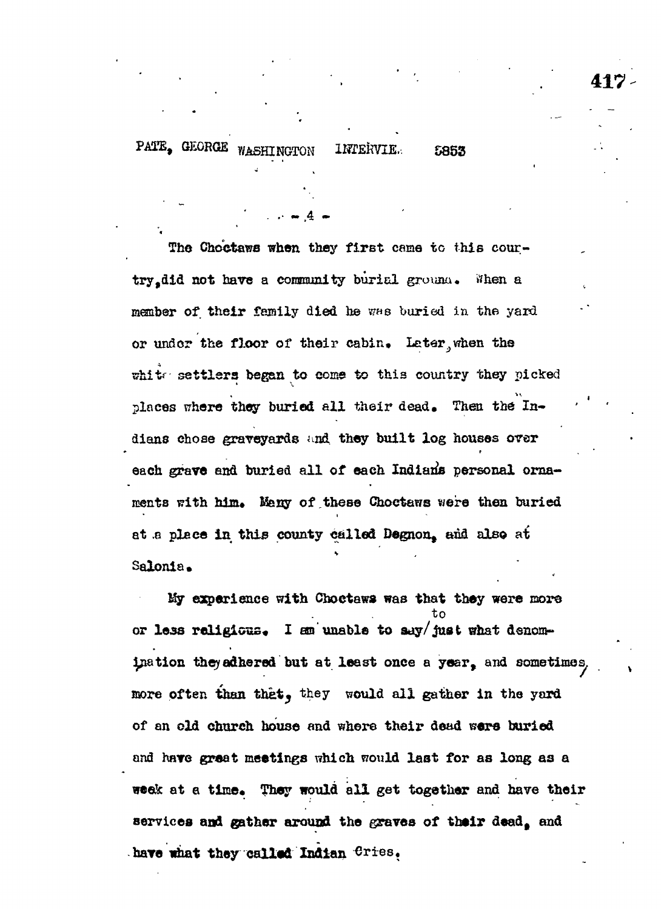The Choctaws when they first came to this country, did not have a community burial ground. When a member of their family died he was buried in the yard or under the floor of their cabin. Later, when the white settlers began to come to this country they picked places where they buried all their dead. Then the Indians chose graveyards and they built log houses over each grave and buried all of each Indian's personal ornaments with him. Many of these Choctaws were then buried at a place in this county called Degnon, and also at Salonia.

My experience with Choctaws was that they were more or less religious. I am unable to say to just what denomination they adhered but at least once a year, and sometimes more often than that, they would all gather in the yard of an old church house and where their dead were buried and have great meetings which would last for as long as a week at a time. They would all get together and have their services and gather around the graves of their dead, and have what they called Indian Cries.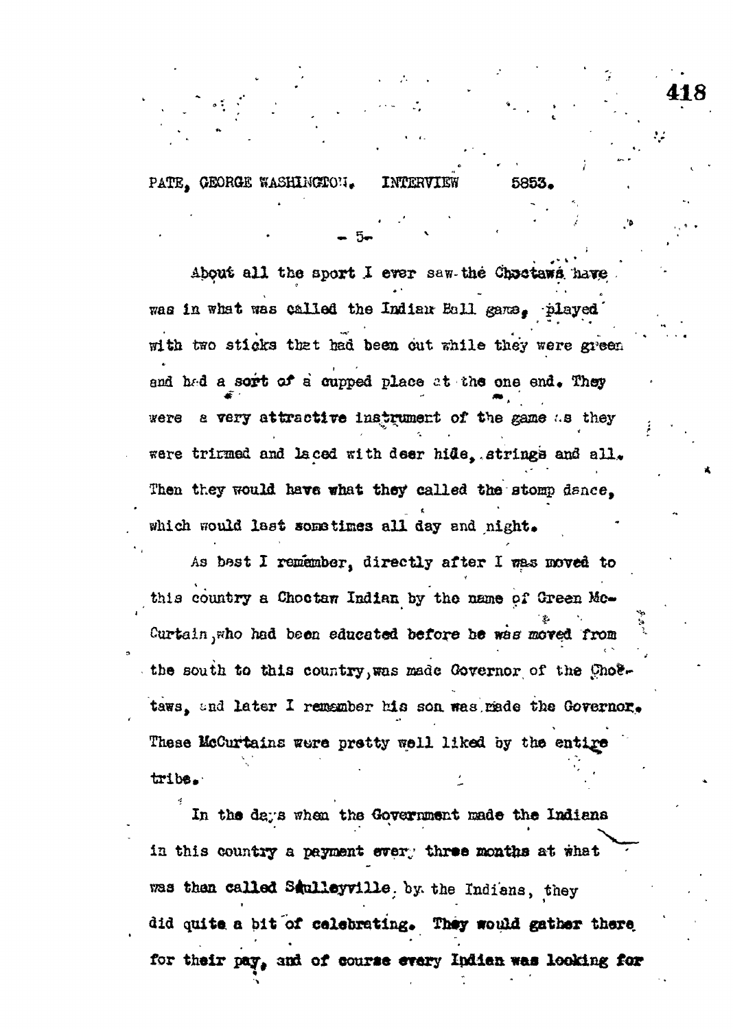About all the sport I ever saw the Choctaws have was in what was called the Indian Ball game, played with two sticks that had been cut while they were green and had a sort of a cupped place at the one end. They were a very attractive instrument of the game as they were trimmed and laced with deer hide, strings and all. Then they would have what they called the stomp dance, which would last sometimes all day and night.

As best I remember, directly after I was moved to this country a Choctaw Indian by the name of Green McCurtain, who had been educated before he was moved from the south to this country, was made Governor of the Choctaws, and later I remember his son was made the Governor. These McCurtains were pretty well liked by the entire tribe.

In the days when the Government made the Indians in this country a payment every three months at what was then called Skulleyville by the Indians, they did quite a bit of celebrating. They would gather there for their pay, and of course every Indian was looking for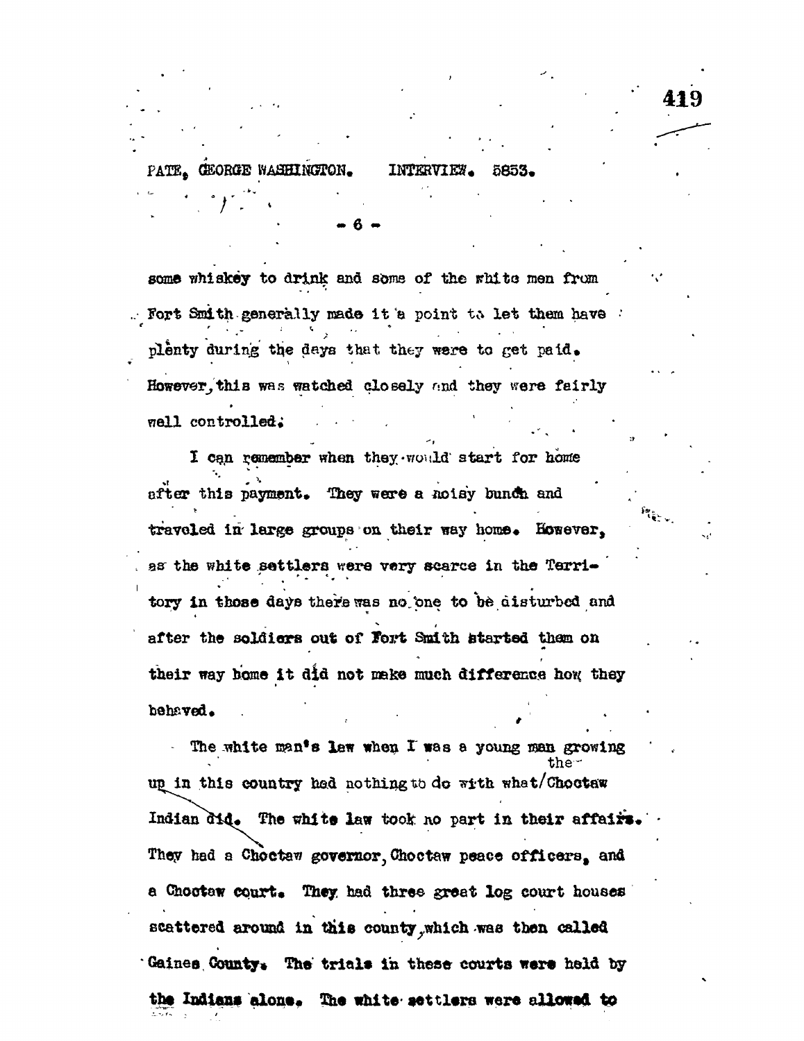some whiskey to drink and some of the white men from Fort Smith generally made it a point to let them have plenty during the days that they were to get paid. However, this was watched closely and they were fairly well controlled.

I can remember when they would start for home after this payment. They were a noisy bunch and traveled in large groups on their way home. However, as the white settlers were very scarce in the Territory in those days there was no one to be disturbed and after the soldiers out of Fort Smith started them on their way home it did not make much difference how they behaved.

The white man's law when I was a young man growing up in this country had nothing to do with what the Choctaw Indian did. The white law took no part in their affairs. They had a Choctaw governor, Choctaw peace officers, and a Choctaw court. They had three great log court houses scattered around in this county, which was then called Gaines County. The trials in these courts were held by the Indians alone. The white settlers were allowed to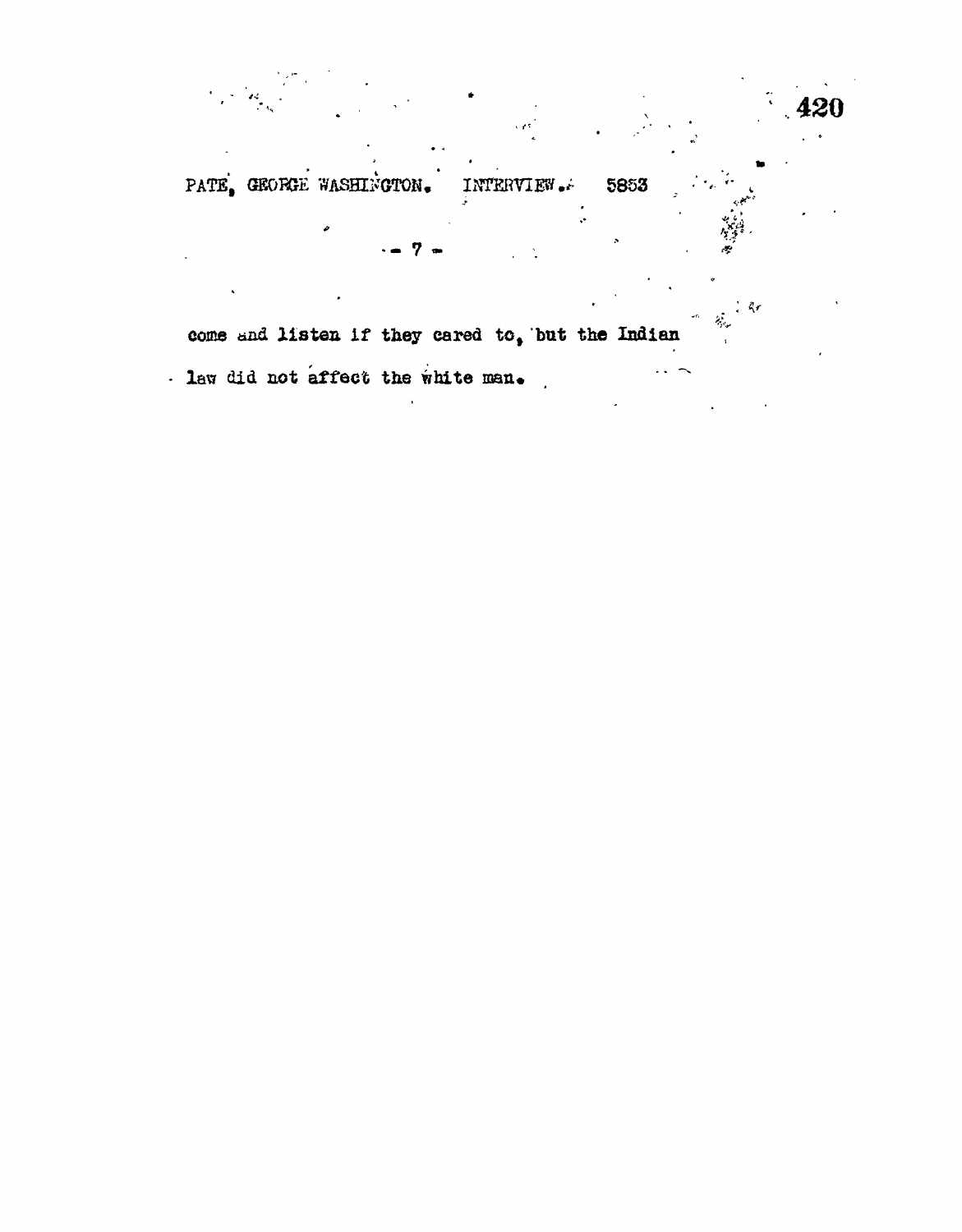come and listen if they cared to, but the Indian law did not affect the white man.